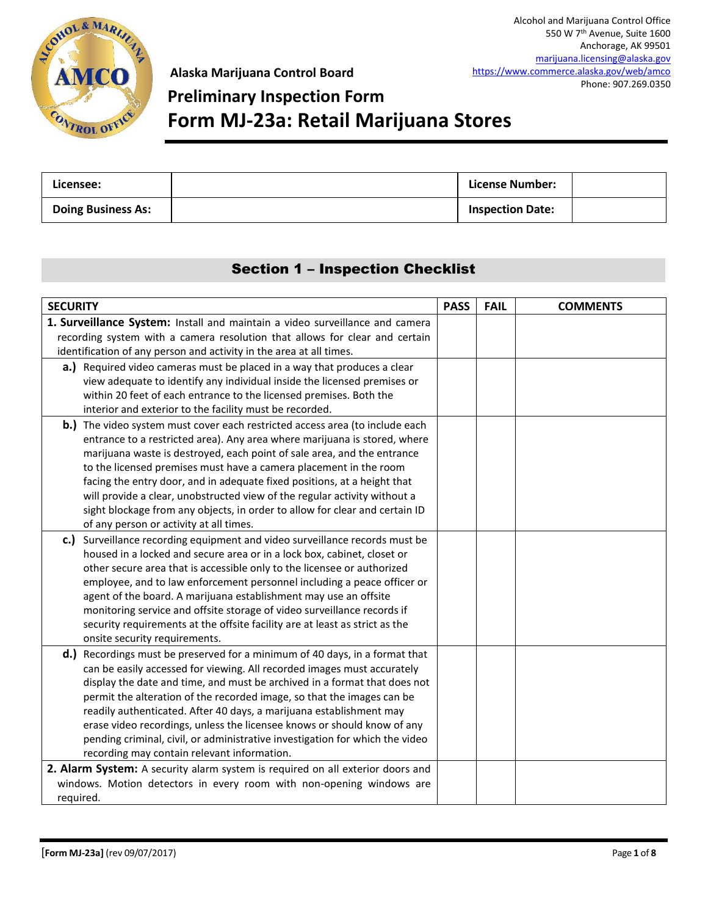Alcohol and Marijuana Control Office
550 W 7th Avenue, Suite 1600
Anchorage, AK 99501
marijuana.licensing@alaska.gov
https://www.commerce.alaska.gov/web/amco
Phone: 907.269.0350

**Alaska Marijuana Control Board**

# Preliminary Inspection Form

# Form MJ-23a: Retail Marijuana Stores

| Licensee: | | License Number: | |
|---|---|---|---|
| Doing Business As: | | Inspection Date: | |

## Section 1 – Inspection Checklist

| SECURITY | PASS | FAIL | COMMENTS |
|---|---|---|---|
| **1. Surveillance System:** Install and maintain a video surveillance and camera recording system with a camera resolution that allows for clear and certain identification of any person and activity in the area at all times. | | | |
| **a.)** Required video cameras must be placed in a way that produces a clear view adequate to identify any individual inside the licensed premises or within 20 feet of each entrance to the licensed premises. Both the interior and exterior to the facility must be recorded. | | | |
| **b.)** The video system must cover each restricted access area (to include each entrance to a restricted area). Any area where marijuana is stored, where marijuana waste is destroyed, each point of sale area, and the entrance to the licensed premises must have a camera placement in the room facing the entry door, and in adequate fixed positions, at a height that will provide a clear, unobstructed view of the regular activity without a sight blockage from any objects, in order to allow for clear and certain ID of any person or activity at all times. | | | |
| **c.)** Surveillance recording equipment and video surveillance records must be housed in a locked and secure area or in a lock box, cabinet, closet or other secure area that is accessible only to the licensee or authorized employee, and to law enforcement personnel including a peace officer or agent of the board. A marijuana establishment may use an offsite monitoring service and offsite storage of video surveillance records if security requirements at the offsite facility are at least as strict as the onsite security requirements. | | | |
| **d.)** Recordings must be preserved for a minimum of 40 days, in a format that can be easily accessed for viewing. All recorded images must accurately display the date and time, and must be archived in a format that does not permit the alteration of the recorded image, so that the images can be readily authenticated. After 40 days, a marijuana establishment may erase video recordings, unless the licensee knows or should know of any pending criminal, civil, or administrative investigation for which the video recording may contain relevant information. | | | |
| **2. Alarm System:** A security alarm system is required on all exterior doors and windows. Motion detectors in every room with non-opening windows are required. | | | |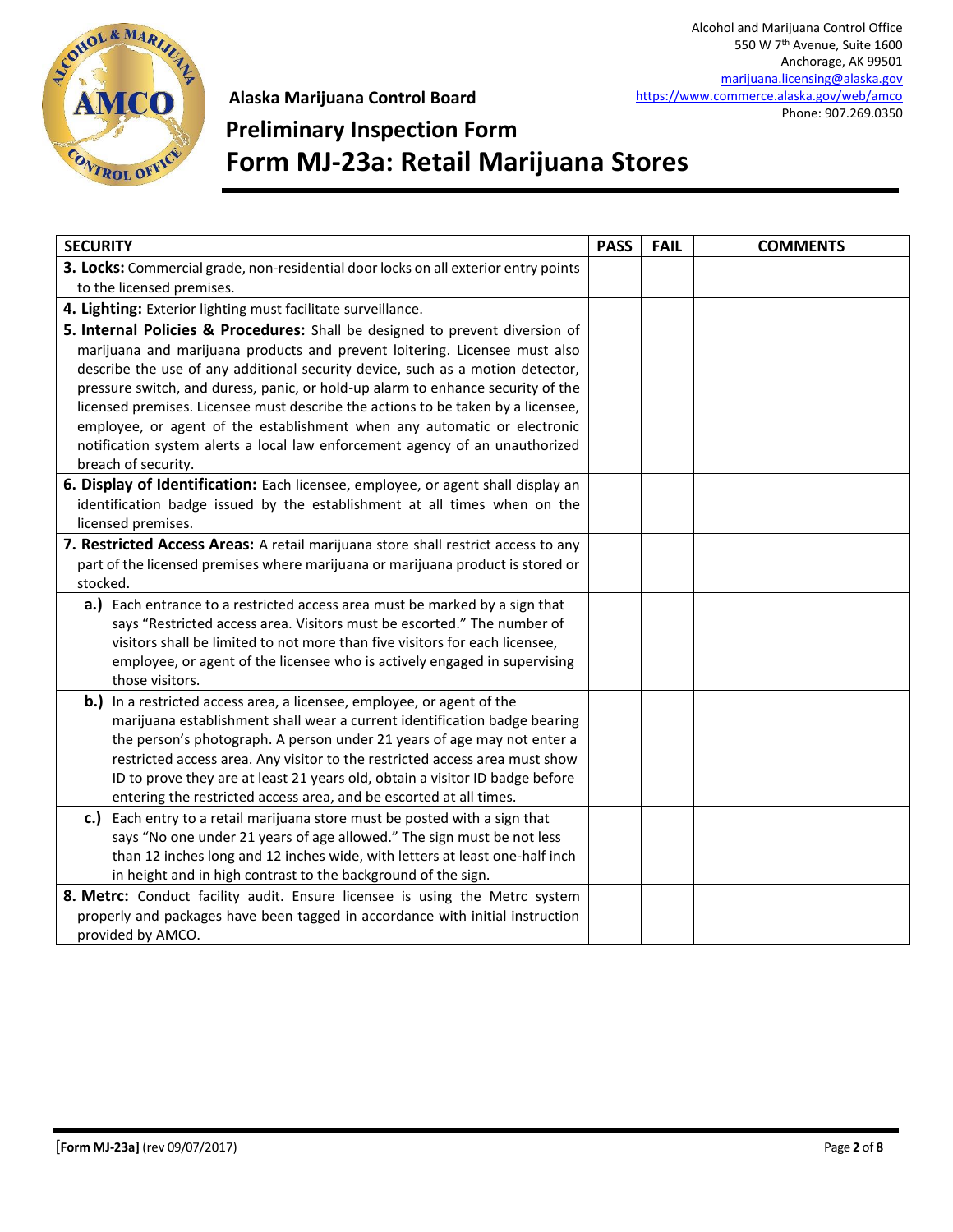Alcohol and Marijuana Control Office
550 W 7th Avenue, Suite 1600
Anchorage, AK 99501
marijuana.licensing@alaska.gov
https://www.commerce.alaska.gov/web/amco
Phone: 907.269.0350

**Alaska Marijuana Control Board**

# Preliminary Inspection Form

# Form MJ-23a: Retail Marijuana Stores

| SECURITY | PASS | FAIL | COMMENTS |
|---|---|---|---|
| **3. Locks:** Commercial grade, non-residential door locks on all exterior entry points to the licensed premises. | | | |
| **4. Lighting:** Exterior lighting must facilitate surveillance. | | | |
| **5. Internal Policies & Procedures:** Shall be designed to prevent diversion of marijuana and marijuana products and prevent loitering. Licensee must also describe the use of any additional security device, such as a motion detector, pressure switch, and duress, panic, or hold-up alarm to enhance security of the licensed premises. Licensee must describe the actions to be taken by a licensee, employee, or agent of the establishment when any automatic or electronic notification system alerts a local law enforcement agency of an unauthorized breach of security. | | | |
| **6. Display of Identification:** Each licensee, employee, or agent shall display an identification badge issued by the establishment at all times when on the licensed premises. | | | |
| **7. Restricted Access Areas:** A retail marijuana store shall restrict access to any part of the licensed premises where marijuana or marijuana product is stored or stocked. | | | |
| **a.)** Each entrance to a restricted access area must be marked by a sign that says "Restricted access area. Visitors must be escorted." The number of visitors shall be limited to not more than five visitors for each licensee, employee, or agent of the licensee who is actively engaged in supervising those visitors. | | | |
| **b.)** In a restricted access area, a licensee, employee, or agent of the marijuana establishment shall wear a current identification badge bearing the person's photograph. A person under 21 years of age may not enter a restricted access area. Any visitor to the restricted access area must show ID to prove they are at least 21 years old, obtain a visitor ID badge before entering the restricted access area, and be escorted at all times. | | | |
| **c.)** Each entry to a retail marijuana store must be posted with a sign that says "No one under 21 years of age allowed." The sign must be not less than 12 inches long and 12 inches wide, with letters at least one-half inch in height and in high contrast to the background of the sign. | | | |
| **8. Metrc:** Conduct facility audit. Ensure licensee is using the Metrc system properly and packages have been tagged in accordance with initial instruction provided by AMCO. | | | |

[Form MJ-23a] (rev 09/07/2017)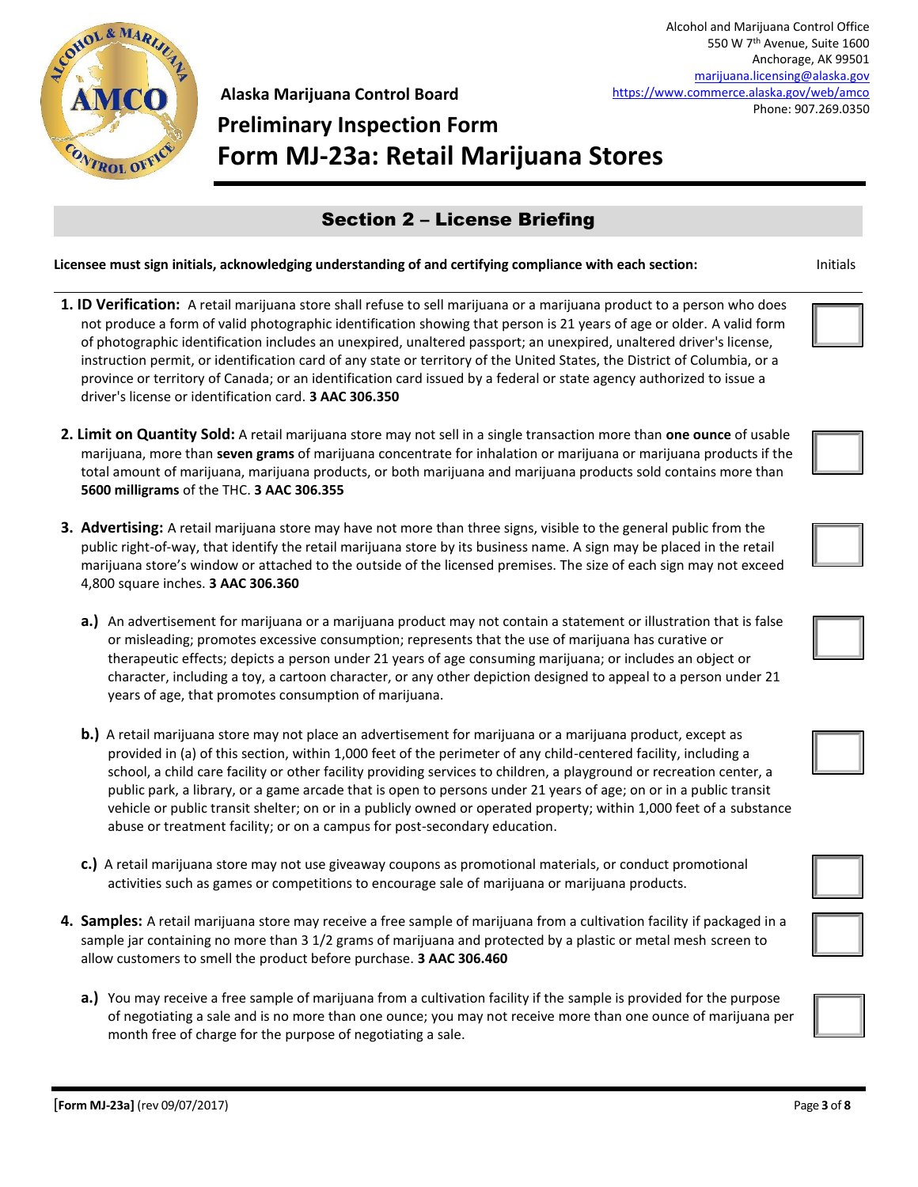Alcohol and Marijuana Control Office
550 W 7th Avenue, Suite 1600
Anchorage, AK 99501
marijuana.licensing@alaska.gov
https://www.commerce.alaska.gov/web/amco
Phone: 907.269.0350

**Alaska Marijuana Control Board**

# Preliminary Inspection Form

# Form MJ-23a: Retail Marijuana Stores

## Section 2 – License Briefing

**Licensee must sign initials, acknowledging understanding of and certifying compliance with each section:** Initials

1. **ID Verification:** A retail marijuana store shall refuse to sell marijuana or a marijuana product to a person who does not produce a form of valid photographic identification showing that person is 21 years of age or older. A valid form of photographic identification includes an unexpired, unaltered passport; an unexpired, unaltered driver's license, instruction permit, or identification card of any state or territory of the United States, the District of Columbia, or a province or territory of Canada; or an identification card issued by a federal or state agency authorized to issue a driver's license or identification card. **3 AAC 306.350** ☐

2. **Limit on Quantity Sold:** A retail marijuana store may not sell in a single transaction more than **one ounce** of usable marijuana, more than **seven grams** of marijuana concentrate for inhalation or marijuana or marijuana products if the total amount of marijuana, marijuana products, or both marijuana and marijuana products sold contains more than **5600 milligrams** of the THC. **3 AAC 306.355** ☐

3. **Advertising:** A retail marijuana store may have not more than three signs, visible to the general public from the public right-of-way, that identify the retail marijuana store by its business name. A sign may be placed in the retail marijuana store's window or attached to the outside of the licensed premises. The size of each sign may not exceed 4,800 square inches. **3 AAC 306.360** ☐

   **a.)** An advertisement for marijuana or a marijuana product may not contain a statement or illustration that is false or misleading; promotes excessive consumption; represents that the use of marijuana has curative or therapeutic effects; depicts a person under 21 years of age consuming marijuana; or includes an object or character, including a toy, a cartoon character, or any other depiction designed to appeal to a person under 21 years of age, that promotes consumption of marijuana. ☐

   **b.)** A retail marijuana store may not place an advertisement for marijuana or a marijuana product, except as provided in (a) of this section, within 1,000 feet of the perimeter of any child-centered facility, including a school, a child care facility or other facility providing services to children, a playground or recreation center, a public park, a library, or a game arcade that is open to persons under 21 years of age; on or in a public transit vehicle or public transit shelter; on or in a publicly owned or operated property; within 1,000 feet of a substance abuse or treatment facility; or on a campus for post-secondary education. ☐

   **c.)** A retail marijuana store may not use giveaway coupons as promotional materials, or conduct promotional activities such as games or competitions to encourage sale of marijuana or marijuana products. ☐

4. **Samples:** A retail marijuana store may receive a free sample of marijuana from a cultivation facility if packaged in a sample jar containing no more than 3 1/2 grams of marijuana and protected by a plastic or metal mesh screen to allow customers to smell the product before purchase. **3 AAC 306.460** ☐

   **a.)** You may receive a free sample of marijuana from a cultivation facility if the sample is provided for the purpose of negotiating a sale and is no more than one ounce; you may not receive more than one ounce of marijuana per month free of charge for the purpose of negotiating a sale. ☐

**[Form MJ-23a]** (rev 09/07/2017)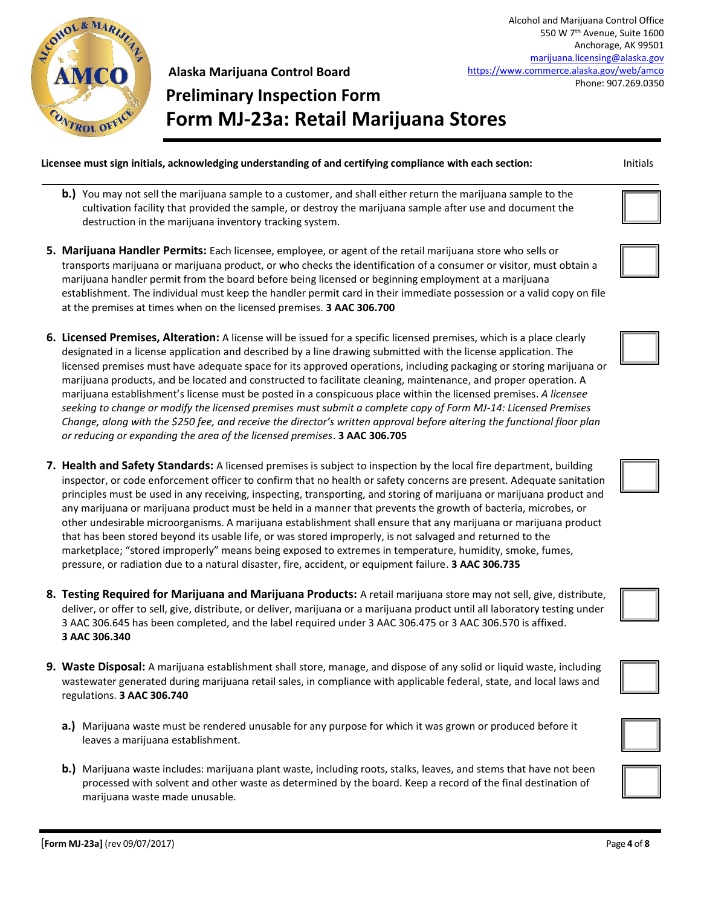**Alaska Marijuana Control Board**

## Preliminary Inspection Form

# Form MJ-23a: Retail Marijuana Stores

Alcohol and Marijuana Control Office
550 W 7th Avenue, Suite 1600
Anchorage, AK 99501
marijuana.licensing@alaska.gov
https://www.commerce.alaska.gov/web/amco
Phone: 907.269.0350

**Licensee must sign initials, acknowledging understanding of and certifying compliance with each section:** Initials

**b.)** You may not sell the marijuana sample to a customer, and shall either return the marijuana sample to the cultivation facility that provided the sample, or destroy the marijuana sample after use and document the destruction in the marijuana inventory tracking system. ☐

5. **Marijuana Handler Permits:** Each licensee, employee, or agent of the retail marijuana store who sells or transports marijuana or marijuana product, or who checks the identification of a consumer or visitor, must obtain a marijuana handler permit from the board before being licensed or beginning employment at a marijuana establishment. The individual must keep the handler permit card in their immediate possession or a valid copy on file at the premises at times when on the licensed premises. **3 AAC 306.700** ☐

6. **Licensed Premises, Alteration:** A license will be issued for a specific licensed premises, which is a place clearly designated in a license application and described by a line drawing submitted with the license application. The licensed premises must have adequate space for its approved operations, including packaging or storing marijuana or marijuana products, and be located and constructed to facilitate cleaning, maintenance, and proper operation. A marijuana establishment's license must be posted in a conspicuous place within the licensed premises. *A licensee seeking to change or modify the licensed premises must submit a complete copy of Form MJ-14: Licensed Premises Change, along with the $250 fee, and receive the director's written approval before altering the functional floor plan or reducing or expanding the area of the licensed premises*. **3 AAC 306.705** ☐

7. **Health and Safety Standards:** A licensed premises is subject to inspection by the local fire department, building inspector, or code enforcement officer to confirm that no health or safety concerns are present. Adequate sanitation principles must be used in any receiving, inspecting, transporting, and storing of marijuana or marijuana product and any marijuana or marijuana product must be held in a manner that prevents the growth of bacteria, microbes, or other undesirable microorganisms. A marijuana establishment shall ensure that any marijuana or marijuana product that has been stored beyond its usable life, or was stored improperly, is not salvaged and returned to the marketplace; "stored improperly" means being exposed to extremes in temperature, humidity, smoke, fumes, pressure, or radiation due to a natural disaster, fire, accident, or equipment failure. **3 AAC 306.735** ☐

8. **Testing Required for Marijuana and Marijuana Products:** A retail marijuana store may not sell, give, distribute, deliver, or offer to sell, give, distribute, or deliver, marijuana or a marijuana product until all laboratory testing under 3 AAC 306.645 has been completed, and the label required under 3 AAC 306.475 or 3 AAC 306.570 is affixed. **3 AAC 306.340** ☐

9. **Waste Disposal:** A marijuana establishment shall store, manage, and dispose of any solid or liquid waste, including wastewater generated during marijuana retail sales, in compliance with applicable federal, state, and local laws and regulations. **3 AAC 306.740** ☐

   **a.)** Marijuana waste must be rendered unusable for any purpose for which it was grown or produced before it leaves a marijuana establishment. ☐

   **b.)** Marijuana waste includes: marijuana plant waste, including roots, stalks, leaves, and stems that have not been processed with solvent and other waste as determined by the board. Keep a record of the final destination of marijuana waste made unusable. ☐

**[Form MJ-23a]** (rev 09/07/2017)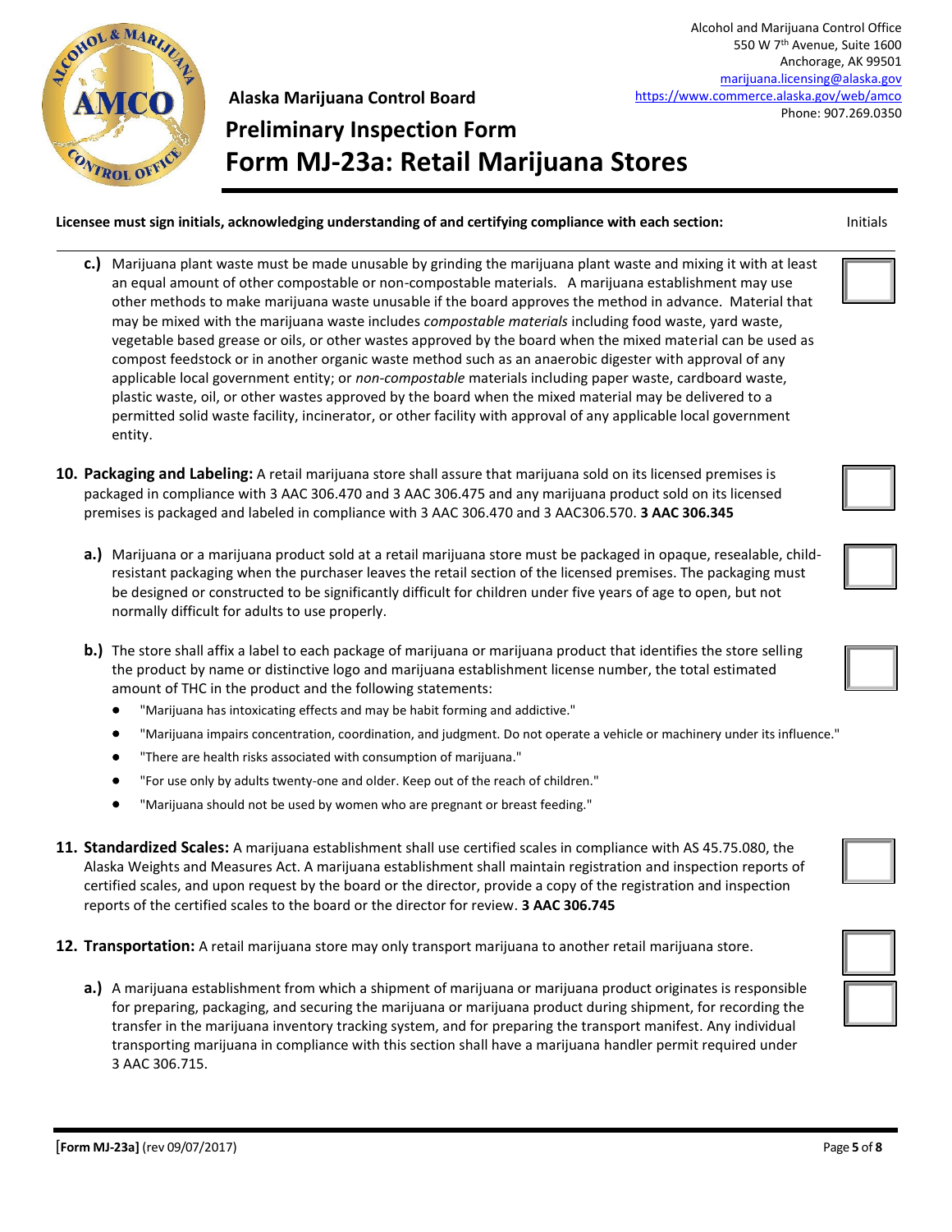Alaska Marijuana Control Board

# Preliminary Inspection Form

# Form MJ-23a: Retail Marijuana Stores

Alcohol and Marijuana Control Office
550 W 7th Avenue, Suite 1600
Anchorage, AK 99501
marijuana.licensing@alaska.gov
https://www.commerce.alaska.gov/web/amco
Phone: 907.269.0350

**Licensee must sign initials, acknowledging understanding of and certifying compliance with each section:** Initials

**c.)** Marijuana plant waste must be made unusable by grinding the marijuana plant waste and mixing it with at least an equal amount of other compostable or non-compostable materials. A marijuana establishment may use other methods to make marijuana waste unusable if the board approves the method in advance. Material that may be mixed with the marijuana waste includes *compostable materials* including food waste, yard waste, vegetable based grease or oils, or other wastes approved by the board when the mixed material can be used as compost feedstock or in another organic waste method such as an anaerobic digester with approval of any applicable local government entity; or *non-compostable* materials including paper waste, cardboard waste, plastic waste, oil, or other wastes approved by the board when the mixed material may be delivered to a permitted solid waste facility, incinerator, or other facility with approval of any applicable local government entity. ☐

**10. Packaging and Labeling:** A retail marijuana store shall assure that marijuana sold on its licensed premises is packaged in compliance with 3 AAC 306.470 and 3 AAC 306.475 and any marijuana product sold on its licensed premises is packaged and labeled in compliance with 3 AAC 306.470 and 3 AAC306.570. **3 AAC 306.345** ☐

**a.)** Marijuana or a marijuana product sold at a retail marijuana store must be packaged in opaque, resealable, child-resistant packaging when the purchaser leaves the retail section of the licensed premises. The packaging must be designed or constructed to be significantly difficult for children under five years of age to open, but not normally difficult for adults to use properly. ☐

**b.)** The store shall affix a label to each package of marijuana or marijuana product that identifies the store selling the product by name or distinctive logo and marijuana establishment license number, the total estimated amount of THC in the product and the following statements: ☐

- "Marijuana has intoxicating effects and may be habit forming and addictive."
- "Marijuana impairs concentration, coordination, and judgment. Do not operate a vehicle or machinery under its influence."
- "There are health risks associated with consumption of marijuana."
- "For use only by adults twenty-one and older. Keep out of the reach of children."
- "Marijuana should not be used by women who are pregnant or breast feeding."

**11. Standardized Scales:** A marijuana establishment shall use certified scales in compliance with AS 45.75.080, the Alaska Weights and Measures Act. A marijuana establishment shall maintain registration and inspection reports of certified scales, and upon request by the board or the director, provide a copy of the registration and inspection reports of the certified scales to the board or the director for review. **3 AAC 306.745** ☐

**12. Transportation:** A retail marijuana store may only transport marijuana to another retail marijuana store. ☐

**a.)** A marijuana establishment from which a shipment of marijuana or marijuana product originates is responsible for preparing, packaging, and securing the marijuana or marijuana product during shipment, for recording the transfer in the marijuana inventory tracking system, and for preparing the transport manifest. Any individual transporting marijuana in compliance with this section shall have a marijuana handler permit required under 3 AAC 306.715. ☐

[Form MJ-23a] (rev 09/07/2017)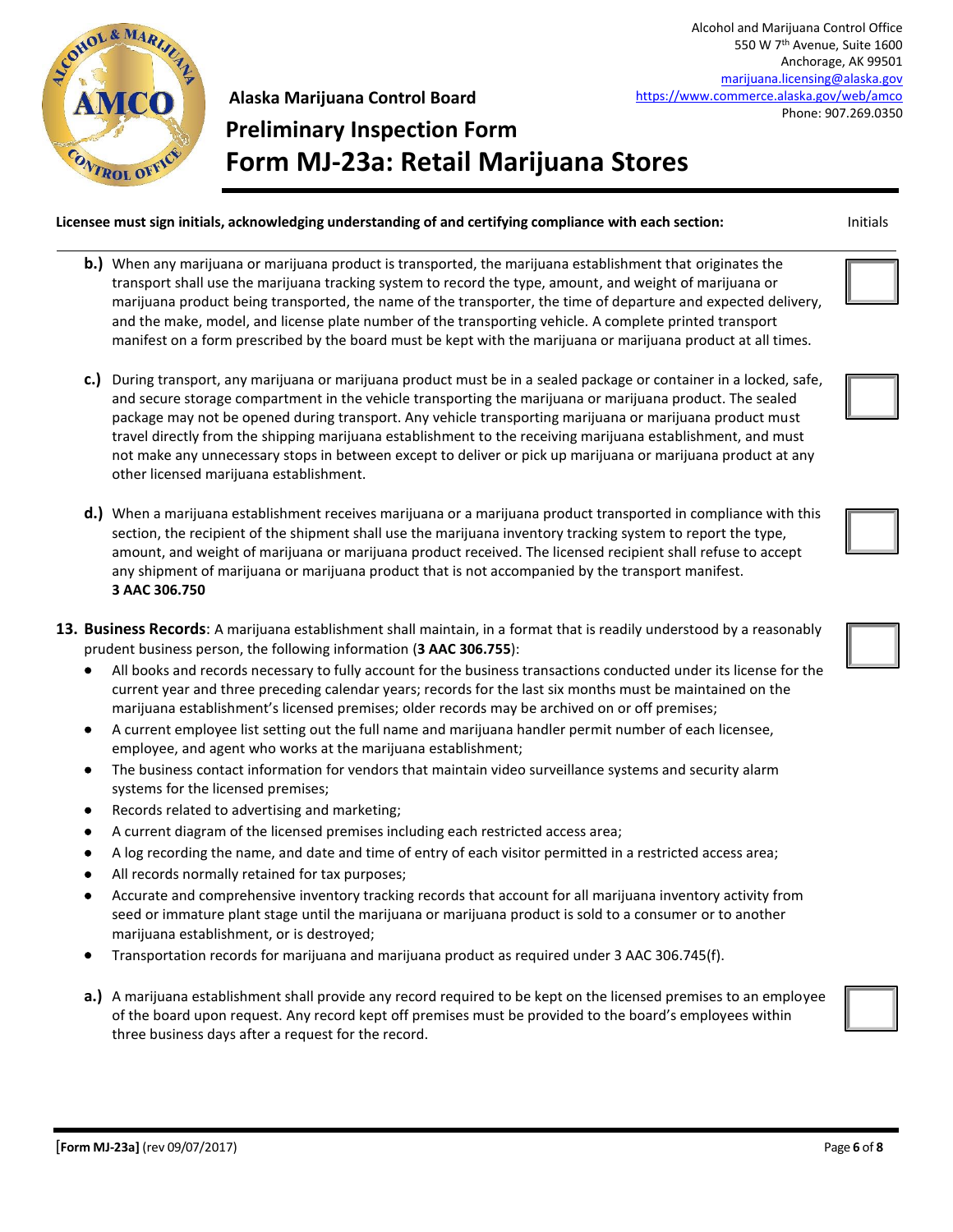Alcohol and Marijuana Control Office
550 W 7th Avenue, Suite 1600
Anchorage, AK 99501
marijuana.licensing@alaska.gov
https://www.commerce.alaska.gov/web/amco
Phone: 907.269.0350

**Alaska Marijuana Control Board**

# Preliminary Inspection Form
# Form MJ-23a: Retail Marijuana Stores

**Licensee must sign initials, acknowledging understanding of and certifying compliance with each section:** Initials

**b.)** When any marijuana or marijuana product is transported, the marijuana establishment that originates the transport shall use the marijuana tracking system to record the type, amount, and weight of marijuana or marijuana product being transported, the name of the transporter, the time of departure and expected delivery, and the make, model, and license plate number of the transporting vehicle. A complete printed transport manifest on a form prescribed by the board must be kept with the marijuana or marijuana product at all times. ☐

**c.)** During transport, any marijuana or marijuana product must be in a sealed package or container in a locked, safe, and secure storage compartment in the vehicle transporting the marijuana or marijuana product. The sealed package may not be opened during transport. Any vehicle transporting marijuana or marijuana product must travel directly from the shipping marijuana establishment to the receiving marijuana establishment, and must not make any unnecessary stops in between except to deliver or pick up marijuana or marijuana product at any other licensed marijuana establishment. ☐

**d.)** When a marijuana establishment receives marijuana or a marijuana product transported in compliance with this section, the recipient of the shipment shall use the marijuana inventory tracking system to report the type, amount, and weight of marijuana or marijuana product received. The licensed recipient shall refuse to accept any shipment of marijuana or marijuana product that is not accompanied by the transport manifest.
**3 AAC 306.750** ☐

**13. Business Records**: A marijuana establishment shall maintain, in a format that is readily understood by a reasonably prudent business person, the following information (**3 AAC 306.755**): ☐

- All books and records necessary to fully account for the business transactions conducted under its license for the current year and three preceding calendar years; records for the last six months must be maintained on the marijuana establishment's licensed premises; older records may be archived on or off premises;
- A current employee list setting out the full name and marijuana handler permit number of each licensee, employee, and agent who works at the marijuana establishment;
- The business contact information for vendors that maintain video surveillance systems and security alarm systems for the licensed premises;
- Records related to advertising and marketing;
- A current diagram of the licensed premises including each restricted access area;
- A log recording the name, and date and time of entry of each visitor permitted in a restricted access area;
- All records normally retained for tax purposes;
- Accurate and comprehensive inventory tracking records that account for all marijuana inventory activity from seed or immature plant stage until the marijuana or marijuana product is sold to a consumer or to another marijuana establishment, or is destroyed;
- Transportation records for marijuana and marijuana product as required under 3 AAC 306.745(f).

**a.)** A marijuana establishment shall provide any record required to be kept on the licensed premises to an employee of the board upon request. Any record kept off premises must be provided to the board's employees within three business days after a request for the record. ☐

**[Form MJ-23a]** (rev 09/07/2017)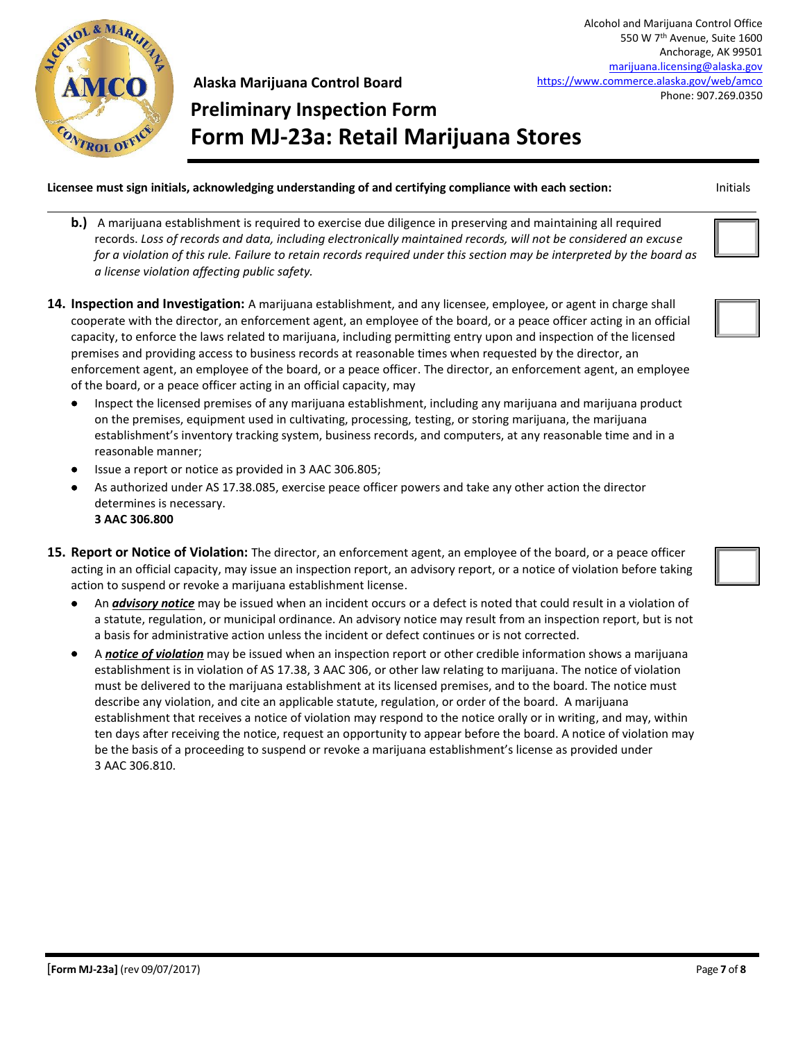Alcohol and Marijuana Control Office
550 W 7th Avenue, Suite 1600
Anchorage, AK 99501
marijuana.licensing@alaska.gov
https://www.commerce.alaska.gov/web/amco
Phone: 907.269.0350

**Alaska Marijuana Control Board**

# Preliminary Inspection Form

# Form MJ-23a: Retail Marijuana Stores

**Licensee must sign initials, acknowledging understanding of and certifying compliance with each section:** Initials

**b.)** A marijuana establishment is required to exercise due diligence in preserving and maintaining all required records. *Loss of records and data, including electronically maintained records, will not be considered an excuse for a violation of this rule. Failure to retain records required under this section may be interpreted by the board as a license violation affecting public safety.*

**14. Inspection and Investigation:** A marijuana establishment, and any licensee, employee, or agent in charge shall cooperate with the director, an enforcement agent, an employee of the board, or a peace officer acting in an official capacity, to enforce the laws related to marijuana, including permitting entry upon and inspection of the licensed premises and providing access to business records at reasonable times when requested by the director, an enforcement agent, an employee of the board, or a peace officer. The director, an enforcement agent, an employee of the board, or a peace officer acting in an official capacity, may

- Inspect the licensed premises of any marijuana establishment, including any marijuana and marijuana product on the premises, equipment used in cultivating, processing, testing, or storing marijuana, the marijuana establishment's inventory tracking system, business records, and computers, at any reasonable time and in a reasonable manner;
- Issue a report or notice as provided in 3 AAC 306.805;
- As authorized under AS 17.38.085, exercise peace officer powers and take any other action the director determines is necessary.
  **3 AAC 306.800**

**15. Report or Notice of Violation:** The director, an enforcement agent, an employee of the board, or a peace officer acting in an official capacity, may issue an inspection report, an advisory report, or a notice of violation before taking action to suspend or revoke a marijuana establishment license.

- An ***advisory notice*** may be issued when an incident occurs or a defect is noted that could result in a violation of a statute, regulation, or municipal ordinance. An advisory notice may result from an inspection report, but is not a basis for administrative action unless the incident or defect continues or is not corrected.
- A ***notice of violation*** may be issued when an inspection report or other credible information shows a marijuana establishment is in violation of AS 17.38, 3 AAC 306, or other law relating to marijuana. The notice of violation must be delivered to the marijuana establishment at its licensed premises, and to the board. The notice must describe any violation, and cite an applicable statute, regulation, or order of the board. A marijuana establishment that receives a notice of violation may respond to the notice orally or in writing, and may, within ten days after receiving the notice, request an opportunity to appear before the board. A notice of violation may be the basis of a proceeding to suspend or revoke a marijuana establishment's license as provided under 3 AAC 306.810.

**[Form MJ-23a]** (rev 09/07/2017)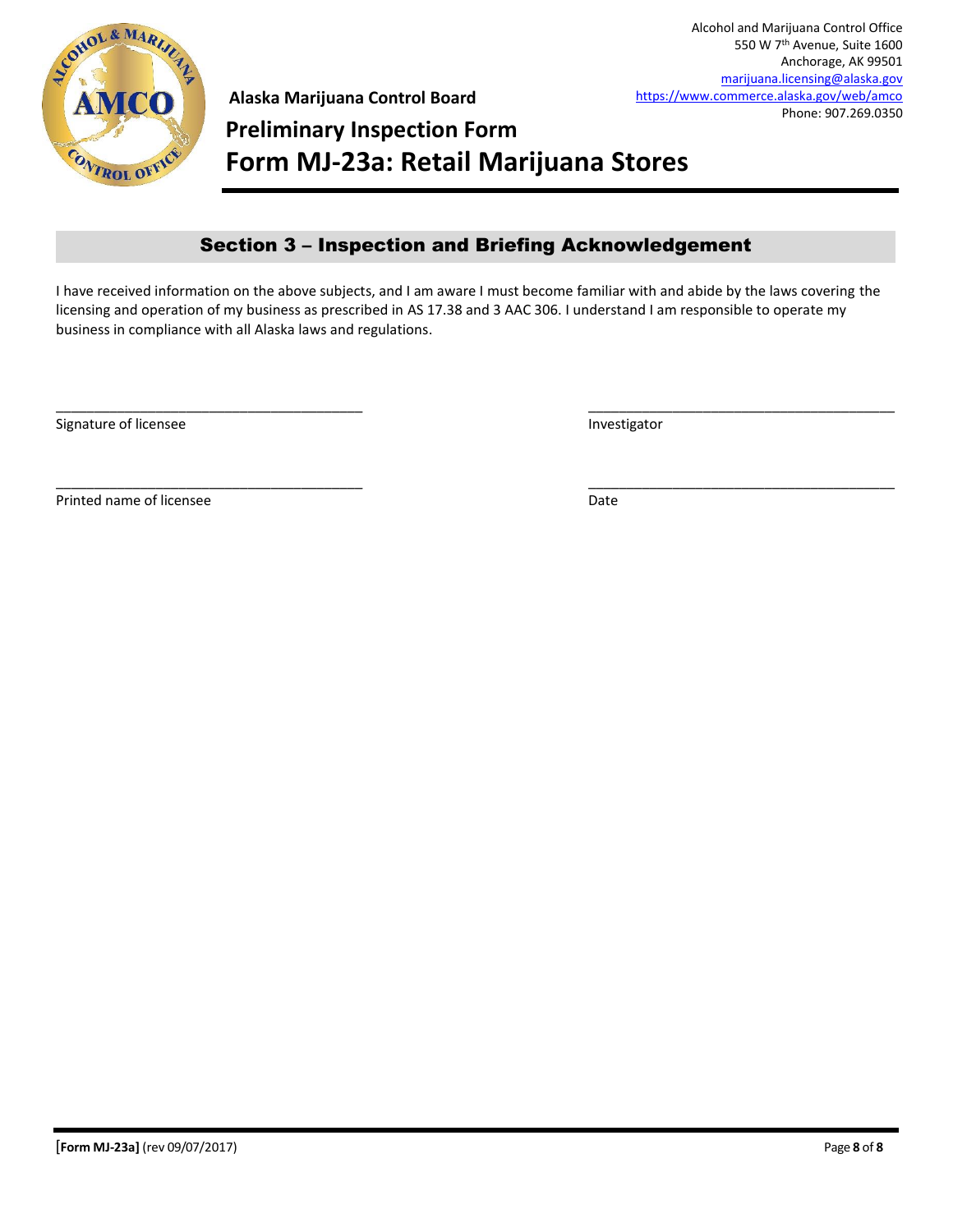Alcohol and Marijuana Control Office
550 W 7th Avenue, Suite 1600
Anchorage, AK 99501
marijuana.licensing@alaska.gov
https://www.commerce.alaska.gov/web/amco
Phone: 907.269.0350

**Alaska Marijuana Control Board**

# Preliminary Inspection Form
# Form MJ-23a: Retail Marijuana Stores

## Section 3 – Inspection and Briefing Acknowledgement

I have received information on the above subjects, and I am aware I must become familiar with and abide by the laws covering the licensing and operation of my business as prescribed in AS 17.38 and 3 AAC 306. I understand I am responsible to operate my business in compliance with all Alaska laws and regulations.

________________________________________
Signature of licensee

________________________________________
Investigator

________________________________________
Printed name of licensee

________________________________________
Date

[Form MJ-23a] (rev 09/07/2017)